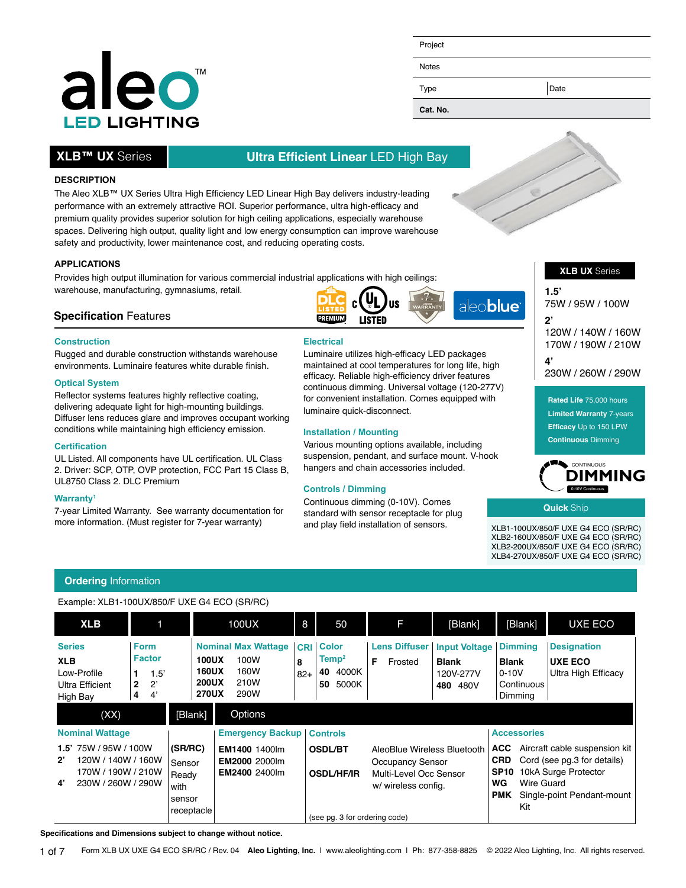aleo™ LED LIGHTING

| Project | |
|---|---|
| Notes | |
| Type | Date |
| **Cat. No.** | |

# XLB™ UX Series — Ultra Efficient Linear LED High Bay

## DESCRIPTION

The Aleo XLB™ UX Series Ultra High Efficiency LED Linear High Bay delivers industry-leading performance with an extremely attractive ROI. Superior performance, ultra high-efficacy and premium quality provides superior solution for high ceiling applications, especially warehouse spaces. Delivering high output, quality light and low energy consumption can improve warehouse safety and productivity, lower maintenance cost, and reducing operating costs.

## APPLICATIONS

Provides high output illumination for various commercial industrial applications with high ceilings: warehouse, manufacturing, gymnasiums, retail.

DLC LISTED PREMIUM | c UL US LISTED | 7 LIMITED WARRANTY | aleoblue

## Specification Features

### Construction

Rugged and durable construction withstands warehouse environments. Luminaire features white durable finish.

### Optical System

Reflector systems features highly reflective coating, delivering adequate light for high-mounting buildings. Diffuser lens reduces glare and improves occupant working conditions while maintaining high efficiency emission.

### Certification

UL Listed. All components have UL certification. UL Class 2. Driver: SCP, OTP, OVP protection, FCC Part 15 Class B, UL8750 Class 2. DLC Premium

### Warranty[1]

7-year Limited Warranty. See warranty documentation for more information. (Must register for 7-year warranty)

### Electrical

Luminaire utilizes high-efficacy LED packages maintained at cool temperatures for long life, high efficacy. Reliable high-efficiency driver features continuous dimming. Universal voltage (120-277V) for convenient installation. Comes equipped with luminaire quick-disconnect.

### Installation / Mounting

Various mounting options available, including suspension, pendant, and surface mount. V-hook hangers and chain accessories included.

### Controls / Dimming

Continuous dimming (0-10V). Comes standard with sensor receptacle for plug and play field installation of sensors.

**XLB UX Series**

**1.5'**
75W / 95W / 100W

**2'**
120W / 140W / 160W
170W / 190W / 210W

**4'**
230W / 260W / 290W

**Rated Life** 75,000 hours
**Limited Warranty** 7-years
**Efficacy** Up to 150 LPW
**Continuous** Dimming

CONTINUOUS DIMMING 0-10V Continuous

**Quick Ship**

XLB1-100UX/850/F UXE G4 ECO (SR/RC)
XLB2-160UX/850/F UXE G4 ECO (SR/RC)
XLB2-200UX/850/F UXE G4 ECO (SR/RC)
XLB4-270UX/850/F UXE G4 ECO (SR/RC)

## Ordering Information

Example: XLB1-100UX/850/F UXE G4 ECO (SR/RC)

| XLB | 1 | 100UX | 8 | 50 | F | [Blank] | [Blank] | UXE ECO |
|---|---|---|---|---|---|---|---|---|
| **Series** | **Form Factor** | **Nominal Max Wattage** | **CRI** | **Color Temp**[2] | **Lens Diffuser** | **Input Voltage** | **Dimming** | **Designation** |
| **XLB** Low-Profile Ultra Efficient High Bay | **1** 1.5'<br>**2** 2'<br>**4** 4' | **100UX** 100W<br>**160UX** 160W<br>**200UX** 210W<br>**270UX** 290W | **8** 82+ | **40** 4000K<br>**50** 5000K | **F** Frosted | **Blank** 120V-277V<br>**480** 480V | **Blank** 0-10V Continuous Dimming | **UXE ECO** Ultra High Efficacy |

| (XX) | [Blank] | Options | | |
|---|---|---|---|---|
| **Nominal Wattage** | | **Emergency Backup** | **Controls** | **Accessories** |
| **1.5'** 75W / 95W / 100W<br>**2'** 120W / 140W / 160W<br>170W / 190W / 210W<br>**4'** 230W / 260W / 290W | **(SR/RC)** Sensor Ready with sensor receptacle | **EM1400** 1400lm<br>**EM2000** 2000lm<br>**EM2400** 2400lm | **OSDL/BT** AleoBlue Wireless Bluetooth Occupancy Sensor<br>**OSDL/HF/IR** Multi-Level Occ Sensor w/ wireless config.<br>(see pg. 3 for ordering code) | **ACC** Aircraft cable suspension kit<br>**CRD** Cord (see pg.3 for details)<br>**SP10** 10kA Surge Protector<br>**WG** Wire Guard<br>**PMK** Single-point Pendant-mount Kit |

**Specifications and Dimensions subject to change without notice.**

Form XLB UX UXE G4 ECO SR/RC / Rev. 04 **Aleo Lighting, Inc.** | www.aleolighting.com | Ph: 877-358-8825 © 2022 Aleo Lighting, Inc. All rights reserved.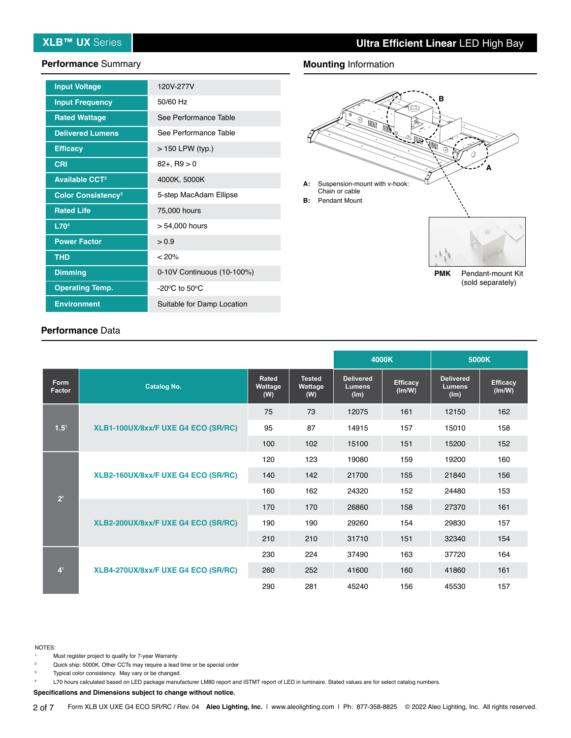## Performance Summary

| | |
|---|---|
| Input Voltage | 120V-277V |
| Input Frequency | 50/60 Hz |
| Rated Wattage | See Performance Table |
| Delivered Lumens | See Performance Table |
| Efficacy | > 150 LPW (typ.) |
| CRI | 82+, R9 > 0 |
| Available CCT[2] | 4000K, 5000K |
| Color Consistency[3] | 5-step MacAdam Ellipse |
| Rated Life | 75,000 hours |
| L70[4] | > 54,000 hours |
| Power Factor | > 0.9 |
| THD | < 20% |
| Dimming | 0-10V Continuous (10-100%) |
| Operating Temp. | -20ºC to 50ºC |
| Environment | Suitable for Damp Location |

## Mounting Information

**A:** Suspension-mount with v-hook: Chain or cable

**B:** Pendant Mount

**PMK** Pendant-mount Kit (sold separately)

## Performance Data

| Form Factor | Catalog No. | Rated Wattage (W) | Tested Wattage (W) | 4000K Delivered Lumens (lm) | 4000K Efficacy (lm/W) | 5000K Delivered Lumens (lm) | 5000K Efficacy (lm/W) |
|---|---|---|---|---|---|---|---|
| 1.5' | XLB1-100UX/8xx/F UXE G4 ECO (SR/RC) | 75 | 73 | 12075 | 161 | 12150 | 162 |
| | | 95 | 87 | 14915 | 157 | 15010 | 158 |
| | | 100 | 102 | 15100 | 151 | 15200 | 152 |
| 2' | XLB2-160UX/8xx/F UXE G4 ECO (SR/RC) | 120 | 123 | 19080 | 159 | 19200 | 160 |
| | | 140 | 142 | 21700 | 155 | 21840 | 156 |
| | | 160 | 162 | 24320 | 152 | 24480 | 153 |
| | XLB2-200UX/8xx/F UXE G4 ECO (SR/RC) | 170 | 170 | 26860 | 158 | 27370 | 161 |
| | | 190 | 190 | 29260 | 154 | 29830 | 157 |
| | | 210 | 210 | 31710 | 151 | 32340 | 154 |
| 4' | XLB4-270UX/8xx/F UXE G4 ECO (SR/RC) | 230 | 224 | 37490 | 163 | 37720 | 164 |
| | | 260 | 252 | 41600 | 160 | 41860 | 161 |
| | | 290 | 281 | 45240 | 156 | 45530 | 157 |

NOTES:

1. Must register project to qualify for 7-year Warranty
2. Quick ship: 5000K. Other CCTs may require a lead time or be special order
3. Typical color consistency. May vary or be changed.
4. L70 hours calculated based on LED package manufacturer LM80 report and ISTMT report of LED in luminaire. Stated values are for select catalog numbers.

**Specifications and Dimensions subject to change without notice.**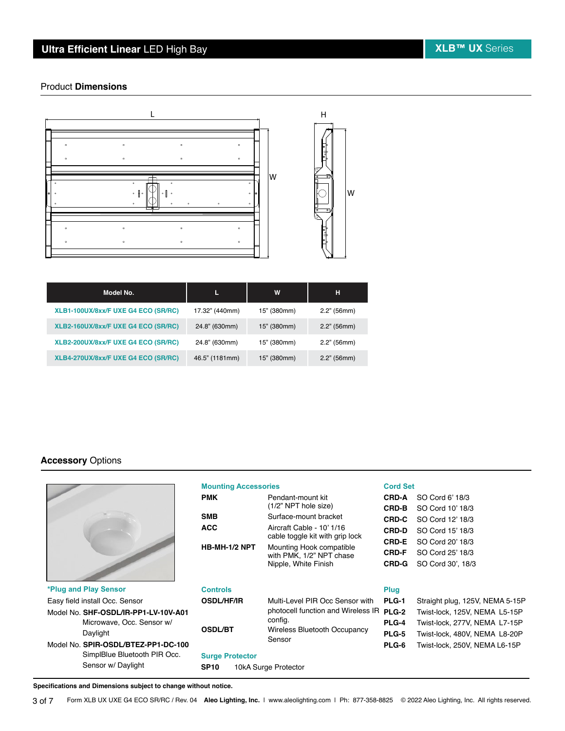## Product **Dimensions**

| Model No. | L | W | H |
|---|---|---|---|
| XLB1-100UX/8xx/F UXE G4 ECO (SR/RC) | 17.32" (440mm) | 15" (380mm) | 2.2" (56mm) |
| XLB2-160UX/8xx/F UXE G4 ECO (SR/RC) | 24.8" (630mm) | 15" (380mm) | 2.2" (56mm) |
| XLB2-200UX/8xx/F UXE G4 ECO (SR/RC) | 24.8" (630mm) | 15" (380mm) | 2.2" (56mm) |
| XLB4-270UX/8xx/F UXE G4 ECO (SR/RC) | 46.5" (1181mm) | 15" (380mm) | 2.2" (56mm) |

## **Accessory** Options

**\*Plug and Play Sensor**

Easy field install Occ. Sensor

Model No. **SHF-OSDL/IR-PP1-LV-10V-A01**
Microwave, Occ. Sensor w/ Daylight

Model No. **SPIR-OSDL/BTEZ-PP1-DC-100**
SimplBlue Bluetooth PIR Occ. Sensor w/ Daylight

### Mounting Accessories

| | |
|---|---|
| **PMK** | Pendant-mount kit (1/2" NPT hole size) |
| **SMB** | Surface-mount bracket |
| **ACC** | Aircraft Cable - 10' 1/16 cable toggle kit with grip lock |
| **HB-MH-1/2 NPT** | Mounting Hook compatible with PMK, 1/2" NPT chase Nipple, White Finish |

### Controls

| | |
|---|---|
| **OSDL/HF/IR** | Multi-Level PIR Occ Sensor with photocell function and Wireless IR config. |
| **OSDL/BT** | Wireless Bluetooth Occupancy Sensor |

### Surge Protector

| | |
|---|---|
| **SP10** | 10kA Surge Protector |

### Cord Set

| | |
|---|---|
| **CRD-A** | SO Cord 6' 18/3 |
| **CRD-B** | SO Cord 10' 18/3 |
| **CRD-C** | SO Cord 12' 18/3 |
| **CRD-D** | SO Cord 15' 18/3 |
| **CRD-E** | SO Cord 20' 18/3 |
| **CRD-F** | SO Cord 25' 18/3 |
| **CRD-G** | SO Cord 30', 18/3 |

### Plug

| | |
|---|---|
| **PLG-1** | Straight plug, 125V, NEMA 5-15P |
| **PLG-2** | Twist-lock, 125V, NEMA L5-15P |
| **PLG-4** | Twist-lock, 277V, NEMA L7-15P |
| **PLG-5** | Twist-lock, 480V, NEMA L8-20P |
| **PLG-6** | Twist-lock, 250V, NEMA L6-15P |

**Specifications and Dimensions subject to change without notice.**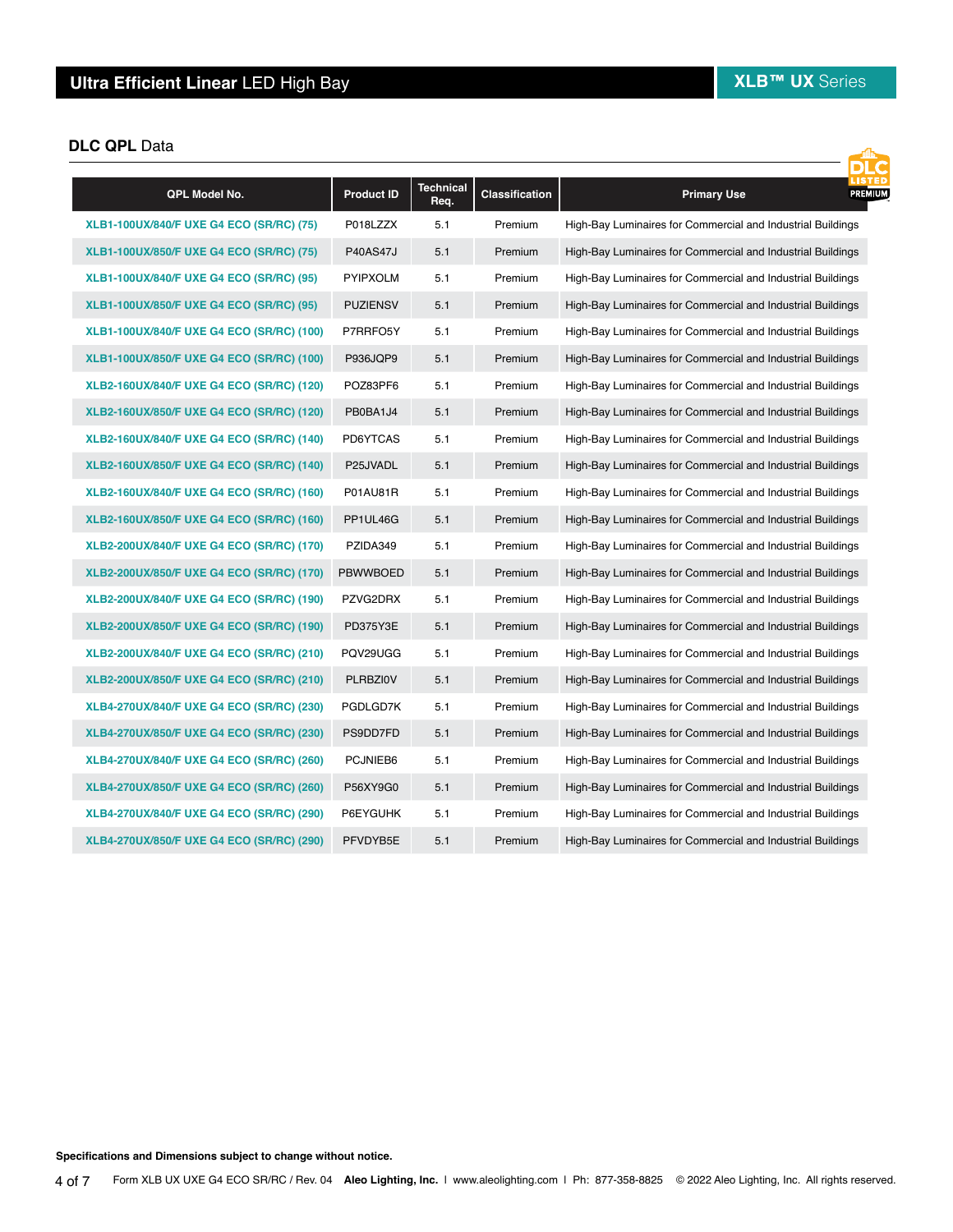## DLC QPL Data

| QPL Model No. | Product ID | Technical Req. | Classification | Primary Use |
|---|---|---|---|---|
| XLB1-100UX/840/F UXE G4 ECO (SR/RC) (75) | P018LZZX | 5.1 | Premium | High-Bay Luminaires for Commercial and Industrial Buildings |
| XLB1-100UX/850/F UXE G4 ECO (SR/RC) (75) | P40AS47J | 5.1 | Premium | High-Bay Luminaires for Commercial and Industrial Buildings |
| XLB1-100UX/840/F UXE G4 ECO (SR/RC) (95) | PYIPXOLM | 5.1 | Premium | High-Bay Luminaires for Commercial and Industrial Buildings |
| XLB1-100UX/850/F UXE G4 ECO (SR/RC) (95) | PUZIENSV | 5.1 | Premium | High-Bay Luminaires for Commercial and Industrial Buildings |
| XLB1-100UX/840/F UXE G4 ECO (SR/RC) (100) | P7RRFO5Y | 5.1 | Premium | High-Bay Luminaires for Commercial and Industrial Buildings |
| XLB1-100UX/850/F UXE G4 ECO (SR/RC) (100) | P936JQP9 | 5.1 | Premium | High-Bay Luminaires for Commercial and Industrial Buildings |
| XLB2-160UX/840/F UXE G4 ECO (SR/RC) (120) | POZ83PF6 | 5.1 | Premium | High-Bay Luminaires for Commercial and Industrial Buildings |
| XLB2-160UX/850/F UXE G4 ECO (SR/RC) (120) | PB0BA1J4 | 5.1 | Premium | High-Bay Luminaires for Commercial and Industrial Buildings |
| XLB2-160UX/840/F UXE G4 ECO (SR/RC) (140) | PD6YTCAS | 5.1 | Premium | High-Bay Luminaires for Commercial and Industrial Buildings |
| XLB2-160UX/850/F UXE G4 ECO (SR/RC) (140) | P25JVADL | 5.1 | Premium | High-Bay Luminaires for Commercial and Industrial Buildings |
| XLB2-160UX/840/F UXE G4 ECO (SR/RC) (160) | P01AU81R | 5.1 | Premium | High-Bay Luminaires for Commercial and Industrial Buildings |
| XLB2-160UX/850/F UXE G4 ECO (SR/RC) (160) | PP1UL46G | 5.1 | Premium | High-Bay Luminaires for Commercial and Industrial Buildings |
| XLB2-200UX/840/F UXE G4 ECO (SR/RC) (170) | PZIDA349 | 5.1 | Premium | High-Bay Luminaires for Commercial and Industrial Buildings |
| XLB2-200UX/850/F UXE G4 ECO (SR/RC) (170) | PBWWBOED | 5.1 | Premium | High-Bay Luminaires for Commercial and Industrial Buildings |
| XLB2-200UX/840/F UXE G4 ECO (SR/RC) (190) | PZVG2DRX | 5.1 | Premium | High-Bay Luminaires for Commercial and Industrial Buildings |
| XLB2-200UX/850/F UXE G4 ECO (SR/RC) (190) | PD375Y3E | 5.1 | Premium | High-Bay Luminaires for Commercial and Industrial Buildings |
| XLB2-200UX/840/F UXE G4 ECO (SR/RC) (210) | PQV29UGG | 5.1 | Premium | High-Bay Luminaires for Commercial and Industrial Buildings |
| XLB2-200UX/850/F UXE G4 ECO (SR/RC) (210) | PLRBZI0V | 5.1 | Premium | High-Bay Luminaires for Commercial and Industrial Buildings |
| XLB4-270UX/840/F UXE G4 ECO (SR/RC) (230) | PGDLGD7K | 5.1 | Premium | High-Bay Luminaires for Commercial and Industrial Buildings |
| XLB4-270UX/850/F UXE G4 ECO (SR/RC) (230) | PS9DD7FD | 5.1 | Premium | High-Bay Luminaires for Commercial and Industrial Buildings |
| XLB4-270UX/840/F UXE G4 ECO (SR/RC) (260) | PCJNIEB6 | 5.1 | Premium | High-Bay Luminaires for Commercial and Industrial Buildings |
| XLB4-270UX/850/F UXE G4 ECO (SR/RC) (260) | P56XY9G0 | 5.1 | Premium | High-Bay Luminaires for Commercial and Industrial Buildings |
| XLB4-270UX/840/F UXE G4 ECO (SR/RC) (290) | P6EYGUHK | 5.1 | Premium | High-Bay Luminaires for Commercial and Industrial Buildings |
| XLB4-270UX/850/F UXE G4 ECO (SR/RC) (290) | PFVDYB5E | 5.1 | Premium | High-Bay Luminaires for Commercial and Industrial Buildings |

**Specifications and Dimensions subject to change without notice.**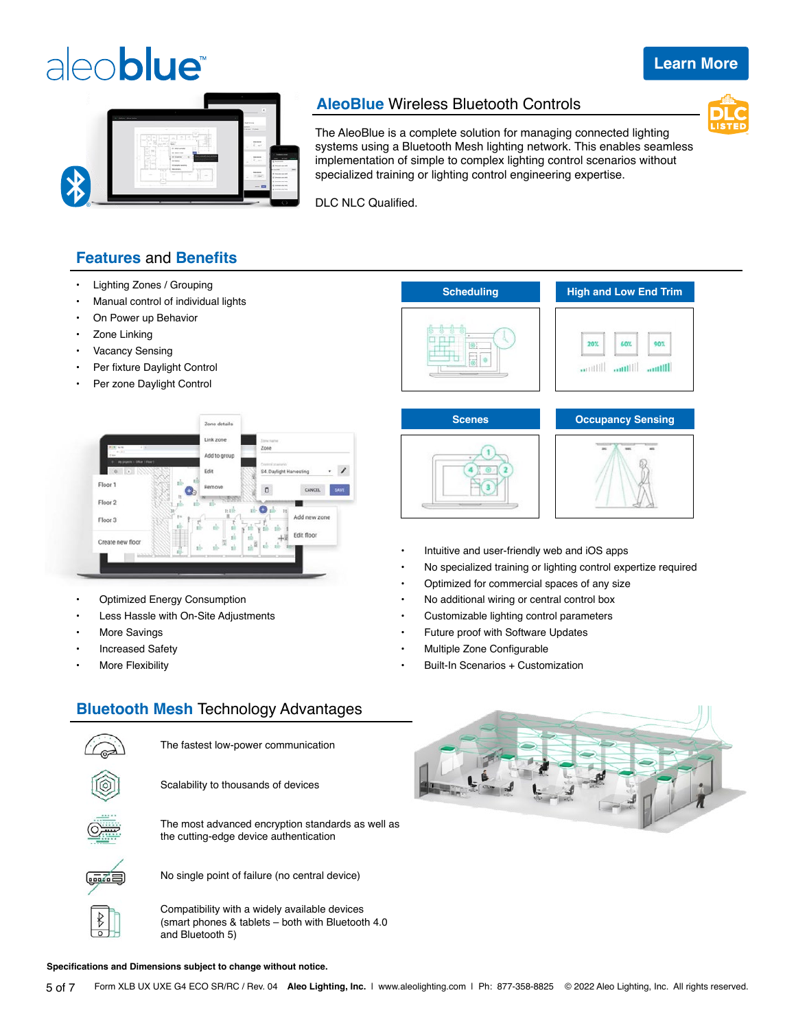# aleoblue™

Learn More

## AleoBlue Wireless Bluetooth Controls

The AleoBlue is a complete solution for managing connected lighting systems using a Bluetooth Mesh lighting network. This enables seamless implementation of simple to complex lighting control scenarios without specialized training or lighting control engineering expertise.

DLC NLC Qualified.

## Features and Benefits

- Lighting Zones / Grouping
- Manual control of individual lights
- On Power up Behavior
- Zone Linking
- Vacancy Sensing
- Per fixture Daylight Control
- Per zone Daylight Control

Scheduling | High and Low End Trim | Scenes | Occupancy Sensing

- Optimized Energy Consumption
- Less Hassle with On-Site Adjustments
- More Savings
- Increased Safety
- More Flexibility

- Intuitive and user-friendly web and iOS apps
- No specialized training or lighting control expertize required
- Optimized for commercial spaces of any size
- No additional wiring or central control box
- Customizable lighting control parameters
- Future proof with Software Updates
- Multiple Zone Configurable
- Built-In Scenarios + Customization

## Bluetooth Mesh Technology Advantages

- The fastest low-power communication
- Scalability to thousands of devices
- The most advanced encryption standards as well as the cutting-edge device authentication
- No single point of failure (no central device)
- Compatibility with a widely available devices (smart phones & tablets – both with Bluetooth 4.0 and Bluetooth 5)

**Specifications and Dimensions subject to change without notice.**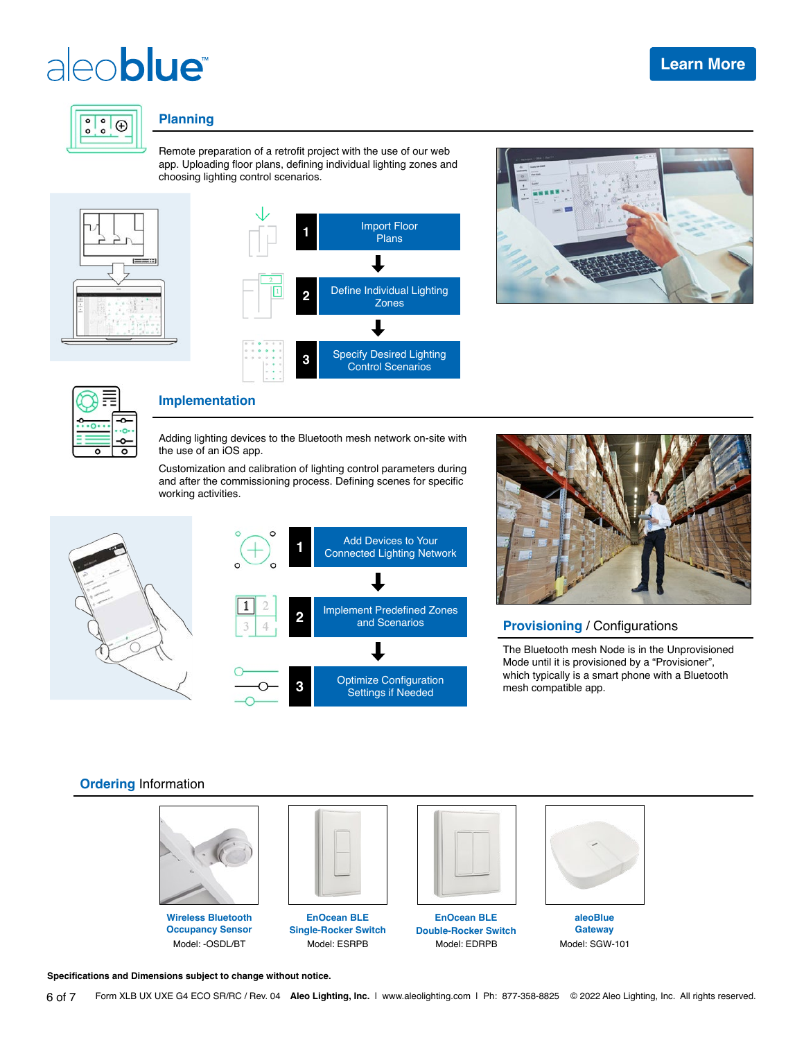# aleoblue™

Learn More

## Planning

Remote preparation of a retrofit project with the use of our web app. Uploading floor plans, defining individual lighting zones and choosing lighting control scenarios.

1. Import Floor Plans
2. Define Individual Lighting Zones
3. Specify Desired Lighting Control Scenarios

## Implementation

Adding lighting devices to the Bluetooth mesh network on-site with the use of an iOS app.

Customization and calibration of lighting control parameters during and after the commissioning process. Defining scenes for specific working activities.

1. Add Devices to Your Connected Lighting Network
2. Implement Predefined Zones and Scenarios
3. Optimize Configuration Settings if Needed

## Provisioning / Configurations

The Bluetooth mesh Node is in the Unprovisioned Mode until it is provisioned by a "Provisioner", which typically is a smart phone with a Bluetooth mesh compatible app.

## Ordering Information

| Product | Model |
|---|---|
| Wireless Bluetooth Occupancy Sensor | Model: -OSDL/BT |
| EnOcean BLE Single-Rocker Switch | Model: ESRPB |
| EnOcean BLE Double-Rocker Switch | Model: EDRPB |
| aleoBlue Gateway | Model: SGW-101 |

**Specifications and Dimensions subject to change without notice.**

Form XLB UX UXE G4 ECO SR/RC / Rev. 04 **Aleo Lighting, Inc.** | www.aleolighting.com | Ph: 877-358-8825 © 2022 Aleo Lighting, Inc. All rights reserved.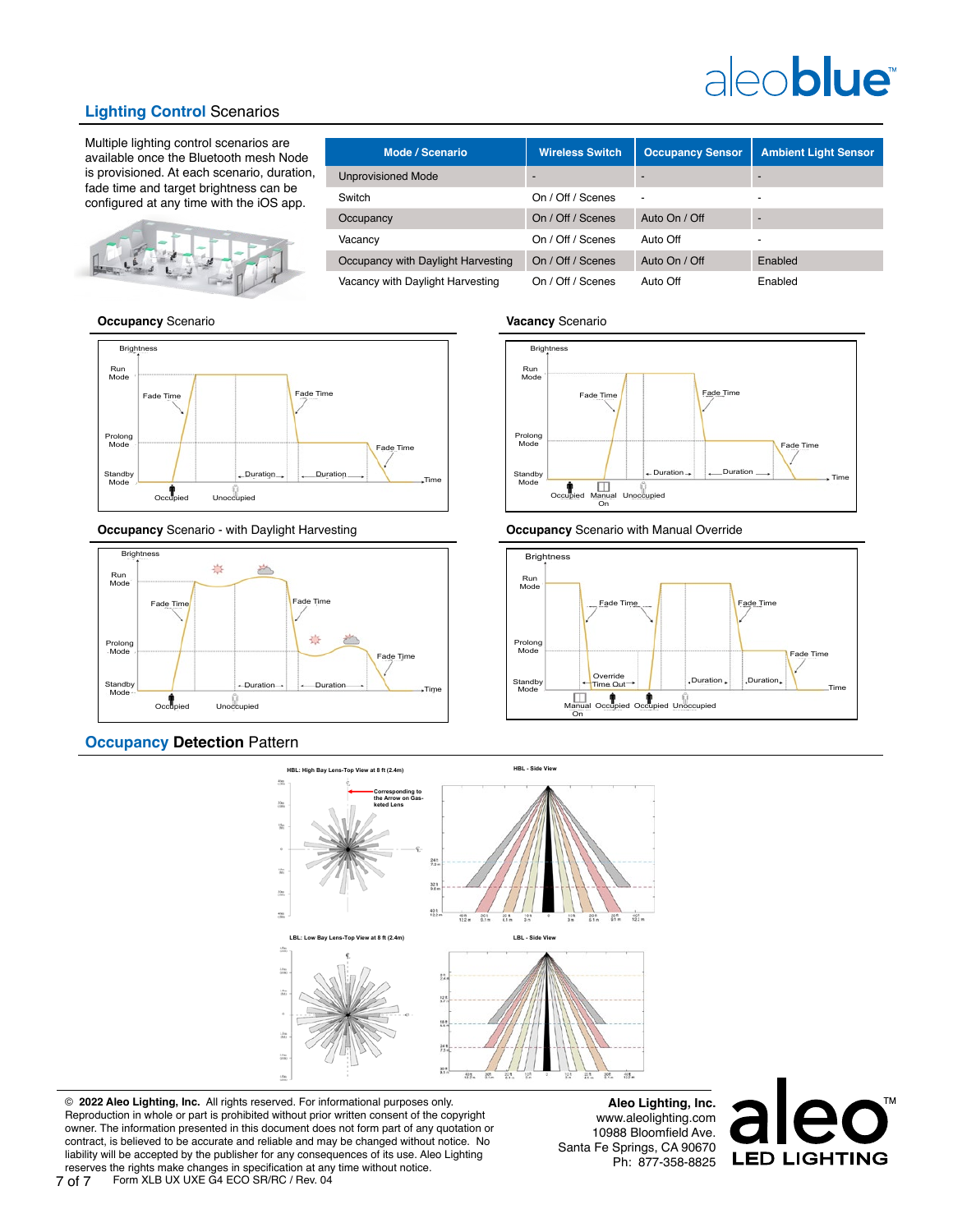## Lighting Control Scenarios

Multiple lighting control scenarios are available once the Bluetooth mesh Node is provisioned. At each scenario, duration, fade time and target brightness can be configured at any time with the iOS app.

| Mode / Scenario | Wireless Switch | Occupancy Sensor | Ambient Light Sensor |
|---|---|---|---|
| Unprovisioned Mode | - | - | - |
| Switch | On / Off / Scenes | - | - |
| Occupancy | On / Off / Scenes | Auto On / Off | - |
| Vacancy | On / Off / Scenes | Auto Off | - |
| Occupancy with Daylight Harvesting | On / Off / Scenes | Auto On / Off | Enabled |
| Vacancy with Daylight Harvesting | On / Off / Scenes | Auto Off | Enabled |

### Occupancy Scenario

Brightness
Run Mode
Prolong Mode
Standby Mode
Fade Time
Fade Time
Fade Time
Duration
Duration
Time
Occupied
Unoccupied

### Vacancy Scenario

Brightness
Run Mode
Prolong Mode
Standby Mode
Fade Time
Fade Time
Fade Time
Duration
Duration
Time
Occupied
Manual On
Unoccupied

### Occupancy Scenario - with Daylight Harvesting

Brightness
Run Mode
Prolong Mode
Standby Mode
Fade Time
Fade Time
Fade Time
Duration
Duration
Time
Occupied
Unoccupied

### Occupancy Scenario with Manual Override

Brightness
Run Mode
Prolong Mode
Standby Mode
Fade Time
Fade Time
Fade Time
Override Time Out
Duration
Duration
Time
Manual On
Occupied
Occupied
Unoccupied

## Occupancy Detection Pattern

HBL: High Bay Lens-Top View at 8 ft (2.4m)

Corresponding to the Arrow on Gas-keted Lens

HBL - Side View

LBL: Low Bay Lens-Top View at 8 ft (2.4m)

LBL - Side View

---

© **2022 Aleo Lighting, Inc.** All rights reserved. For informational purposes only. Reproduction in whole or in part is prohibited without prior written consent of the copyright owner. The information presented in this document does not form part of any quotation or contract, is believed to be accurate and reliable and may be changed without notice. No liability will be accepted by the publisher for any consequences of its use. Aleo Lighting reserves the rights make changes in specification at any time without notice.

Form XLB UX UXE G4 ECO SR/RC / Rev. 04

**Aleo Lighting, Inc.**
www.aleolighting.com
10988 Bloomfield Ave.
Santa Fe Springs, CA 90670
Ph: 877-358-8825